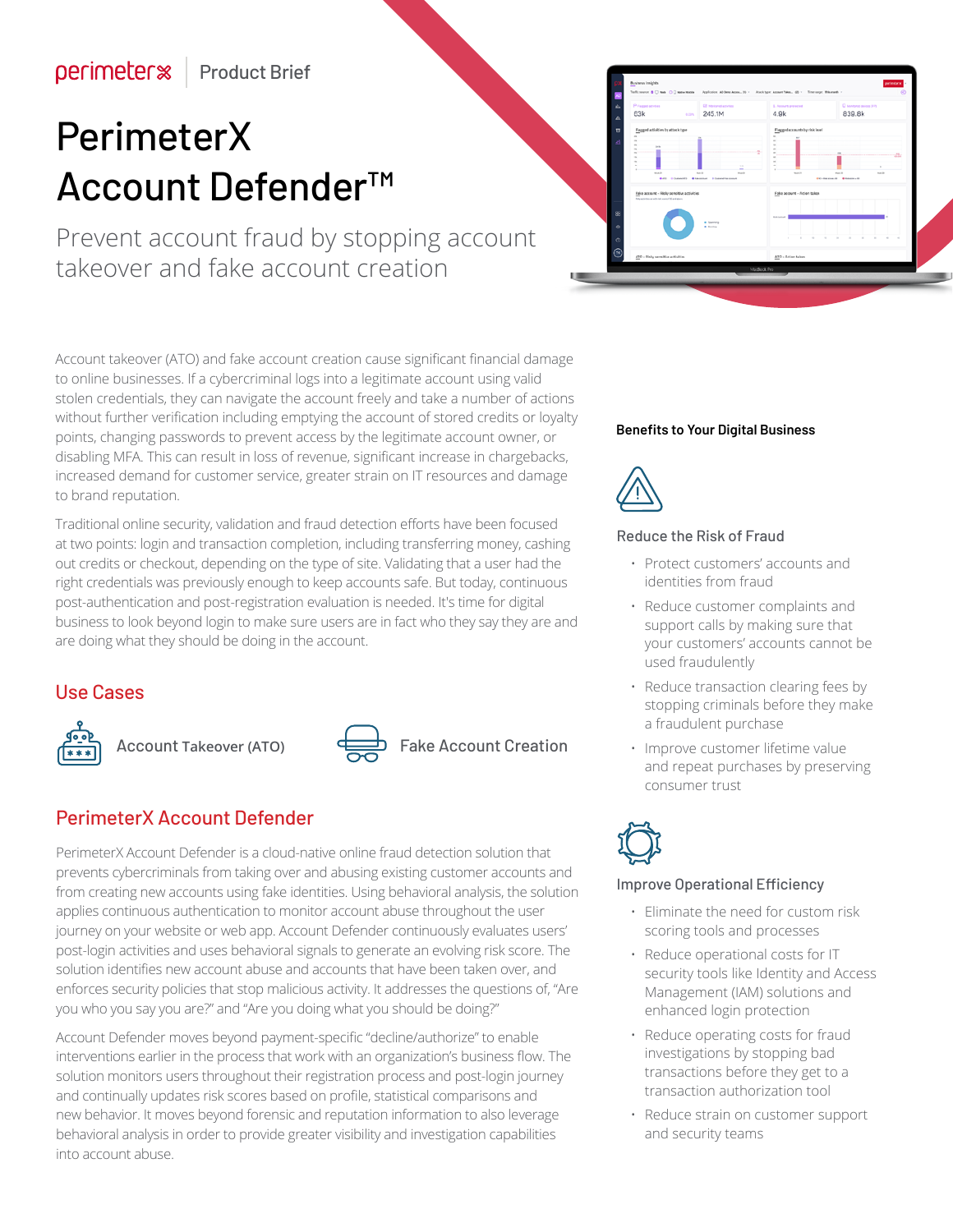perimeterx | Product Brief

# PerimeterX Account Defender™

## Prevent account fraud by stopping account takeover and fake account creation

Account takeover (ATO) and fake account creation cause significant financial damage to online businesses. If a cybercriminal logs into a legitimate account using valid stolen credentials, they can navigate the account freely and take a number of actions without further verification including emptying the account of stored credits or loyalty points, changing passwords to prevent access by the legitimate account owner, or disabling MFA. This can result in loss of revenue, significant increase in chargebacks, increased demand for customer service, greater strain on IT resources and damage to brand reputation.

Traditional online security, validation and fraud detection efforts have been focused at two points: login and transaction completion, including transferring money, cashing out credits or checkout, depending on the type of site. Validating that a user had the right credentials was previously enough to keep accounts safe. But today, continuous post-authentication and post-registration evaluation is needed. It's time for digital business to look beyond login to make sure users are in fact who they say they are and are doing what they should be doing in the account.

## Use Cases

- Account Takeover (ATO)
- Fake Account Creation

## PerimeterX Account Defender

PerimeterX Account Defender is a cloud-native online fraud detection solution that prevents cybercriminals from taking over and abusing existing customer accounts and from creating new accounts using fake identities. Using behavioral analysis, the solution applies continuous authentication to monitor account abuse throughout the user journey on your website or web app. Account Defender continuously evaluates users' post-login activities and uses behavioral signals to generate an evolving risk score. The solution identifies new account abuse and accounts that have been taken over, and enforces security policies that stop malicious activity. It addresses the questions of, "Are you who you say you are?" and "Are you doing what you should be doing?"

Account Defender moves beyond payment-specific "decline/authorize" to enable interventions earlier in the process that work with an organization's business flow. The solution monitors users throughout their registration process and post-login journey and continually updates risk scores based on profile, statistical comparisons and new behavior. It moves beyond forensic and reputation information to also leverage behavioral analysis in order to provide greater visibility and investigation capabilities into account abuse.

### Benefits to Your Digital Business

#### Reduce the Risk of Fraud

- Protect customers' accounts and identities from fraud
- Reduce customer complaints and support calls by making sure that your customers' accounts cannot be used fraudulently
- Reduce transaction clearing fees by stopping criminals before they make a fraudulent purchase
- Improve customer lifetime value and repeat purchases by preserving consumer trust

#### Improve Operational Efficiency

- Eliminate the need for custom risk scoring tools and processes
- Reduce operational costs for IT security tools like Identity and Access Management (IAM) solutions and enhanced login protection
- Reduce operating costs for fraud investigations by stopping bad transactions before they get to a transaction authorization tool
- Reduce strain on customer support and security teams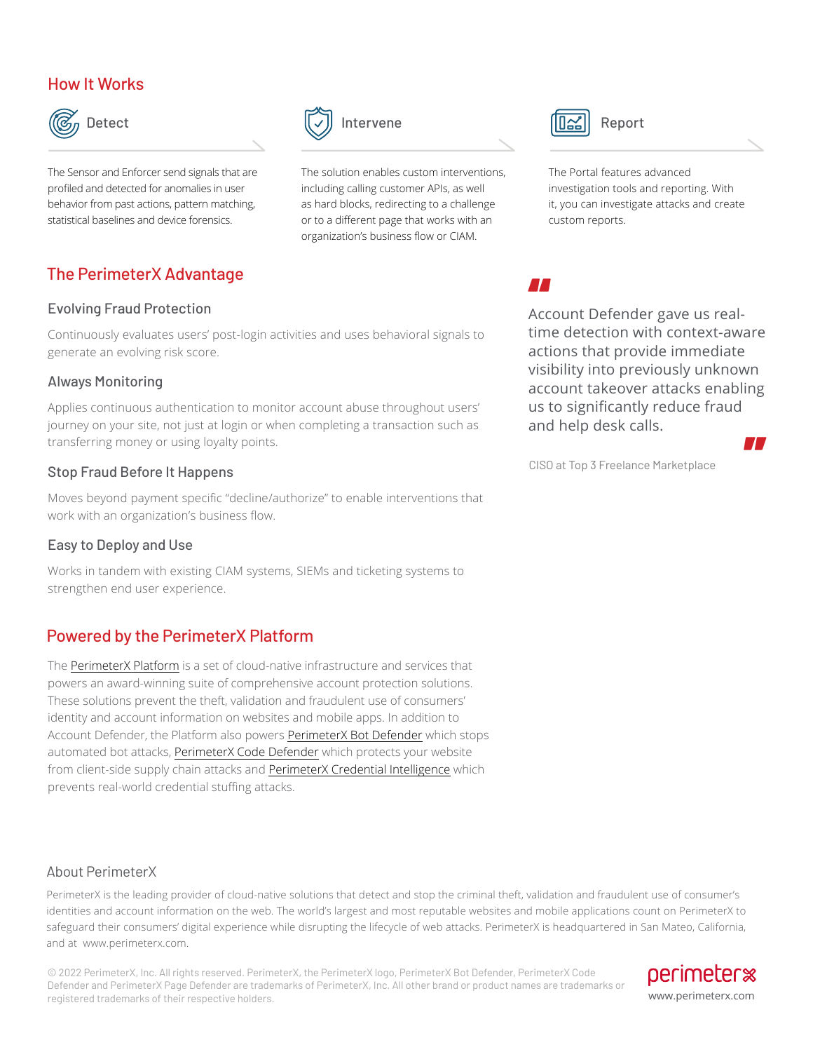## How It Works

### Detect

The Sensor and Enforcer send signals that are profiled and detected for anomalies in user behavior from past actions, pattern matching, statistical baselines and device forensics.

### Intervene

The solution enables custom interventions, including calling customer APIs, as well as hard blocks, redirecting to a challenge or to a different page that works with an organization's business flow or CIAM.

### Report

The Portal features advanced investigation tools and reporting. With it, you can investigate attacks and create custom reports.

## The PerimeterX Advantage

### Evolving Fraud Protection

Continuously evaluates users' post-login activities and uses behavioral signals to generate an evolving risk score.

### Always Monitoring

Applies continuous authentication to monitor account abuse throughout users' journey on your site, not just at login or when completing a transaction such as transferring money or using loyalty points.

### Stop Fraud Before It Happens

Moves beyond payment specific "decline/authorize" to enable interventions that work with an organization's business flow.

### Easy to Deploy and Use

Works in tandem with existing CIAM systems, SIEMs and ticketing systems to strengthen end user experience.

> Account Defender gave us real-time detection with context-aware actions that provide immediate visibility into previously unknown account takeover attacks enabling us to significantly reduce fraud and help desk calls.
>
> CISO at Top 3 Freelance Marketplace

## Powered by the PerimeterX Platform

The PerimeterX Platform is a set of cloud-native infrastructure and services that powers an award-winning suite of comprehensive account protection solutions. These solutions prevent the theft, validation and fraudulent use of consumers' identity and account information on websites and mobile apps. In addition to Account Defender, the Platform also powers PerimeterX Bot Defender which stops automated bot attacks, PerimeterX Code Defender which protects your website from client-side supply chain attacks and PerimeterX Credential Intelligence which prevents real-world credential stuffing attacks.

### About PerimeterX

PerimeterX is the leading provider of cloud-native solutions that detect and stop the criminal theft, validation and fraudulent use of consumer's identities and account information on the web. The world's largest and most reputable websites and mobile applications count on PerimeterX to safeguard their consumers' digital experience while disrupting the lifecycle of web attacks. PerimeterX is headquartered in San Mateo, California, and at www.perimeterx.com.

© 2022 PerimeterX, Inc. All rights reserved. PerimeterX, the PerimeterX logo, PerimeterX Bot Defender, PerimeterX Code Defender and PerimeterX Page Defender are trademarks of PerimeterX, Inc. All other brand or product names are trademarks or registered trademarks of their respective holders.

perimeterx
www.perimeterx.com